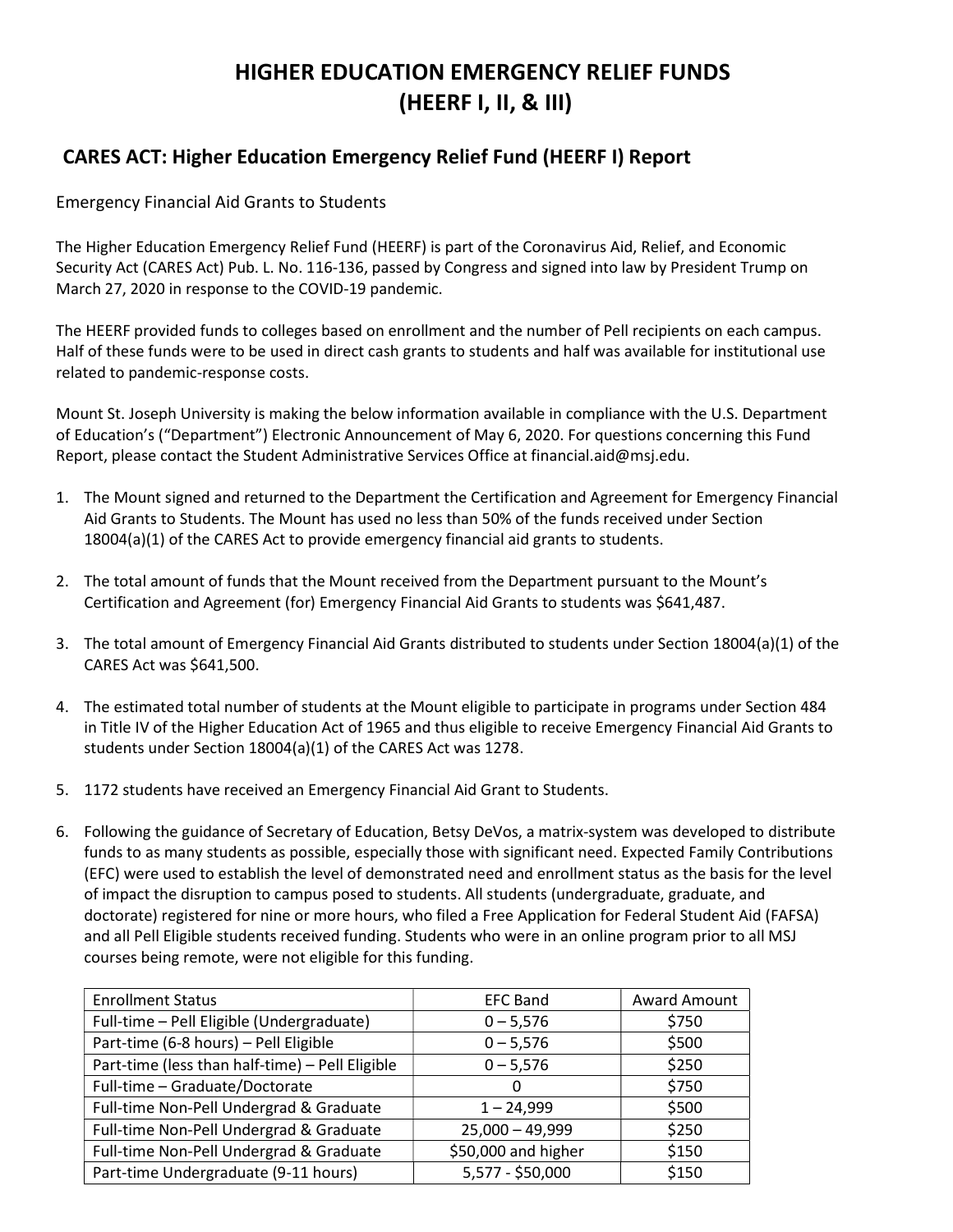# HIGHER EDUCATION EMERGENCY RELIEF FUNDS (HEERF I, II, & III)

## CARES ACT: Higher Education Emergency Relief Fund (HEERF I) Report

Emergency Financial Aid Grants to Students

The Higher Education Emergency Relief Fund (HEERF) is part of the Coronavirus Aid, Relief, and Economic Security Act (CARES Act) Pub. L. No. 116-136, passed by Congress and signed into law by President Trump on March 27, 2020 in response to the COVID-19 pandemic.

The HEERF provided funds to colleges based on enrollment and the number of Pell recipients on each campus. Half of these funds were to be used in direct cash grants to students and half was available for institutional use related to pandemic-response costs.

Mount St. Joseph University is making the below information available in compliance with the U.S. Department of Education's ("Department") Electronic Announcement of May 6, 2020. For questions concerning this Fund Report, please contact the Student Administrative Services Office at financial.aid@msj.edu.

1. The Mount signed and returned to the Department the Certification and Agreement for Emergency Financial Aid Grants to Students. The Mount has used no less than 50% of the funds received under Section 18004(a)(1) of the CARES Act to provide emergency financial aid grants to students.

2. The total amount of funds that the Mount received from the Department pursuant to the Mount's Certification and Agreement (for) Emergency Financial Aid Grants to students was $641,487.

3. The total amount of Emergency Financial Aid Grants distributed to students under Section 18004(a)(1) of the CARES Act was $641,500.

4. The estimated total number of students at the Mount eligible to participate in programs under Section 484 in Title IV of the Higher Education Act of 1965 and thus eligible to receive Emergency Financial Aid Grants to students under Section 18004(a)(1) of the CARES Act was 1278.

5. 1172 students have received an Emergency Financial Aid Grant to Students.

6. Following the guidance of Secretary of Education, Betsy DeVos, a matrix-system was developed to distribute funds to as many students as possible, especially those with significant need. Expected Family Contributions (EFC) were used to establish the level of demonstrated need and enrollment status as the basis for the level of impact the disruption to campus posed to students. All students (undergraduate, graduate, and doctorate) registered for nine or more hours, who filed a Free Application for Federal Student Aid (FAFSA) and all Pell Eligible students received funding. Students who were in an online program prior to all MSJ courses being remote, were not eligible for this funding.

| Enrollment Status | EFC Band | Award Amount |
|---|---|---|
| Full-time – Pell Eligible (Undergraduate) | 0 – 5,576 | $750 |
| Part-time (6-8 hours) – Pell Eligible | 0 – 5,576 | $500 |
| Part-time (less than half-time) – Pell Eligible | 0 – 5,576 | $250 |
| Full-time – Graduate/Doctorate | 0 | $750 |
| Full-time Non-Pell Undergrad & Graduate | 1 – 24,999 | $500 |
| Full-time Non-Pell Undergrad & Graduate | 25,000 – 49,999 | $250 |
| Full-time Non-Pell Undergrad & Graduate | $50,000 and higher | $150 |
| Part-time Undergraduate (9-11 hours) | 5,577 - $50,000 | $150 |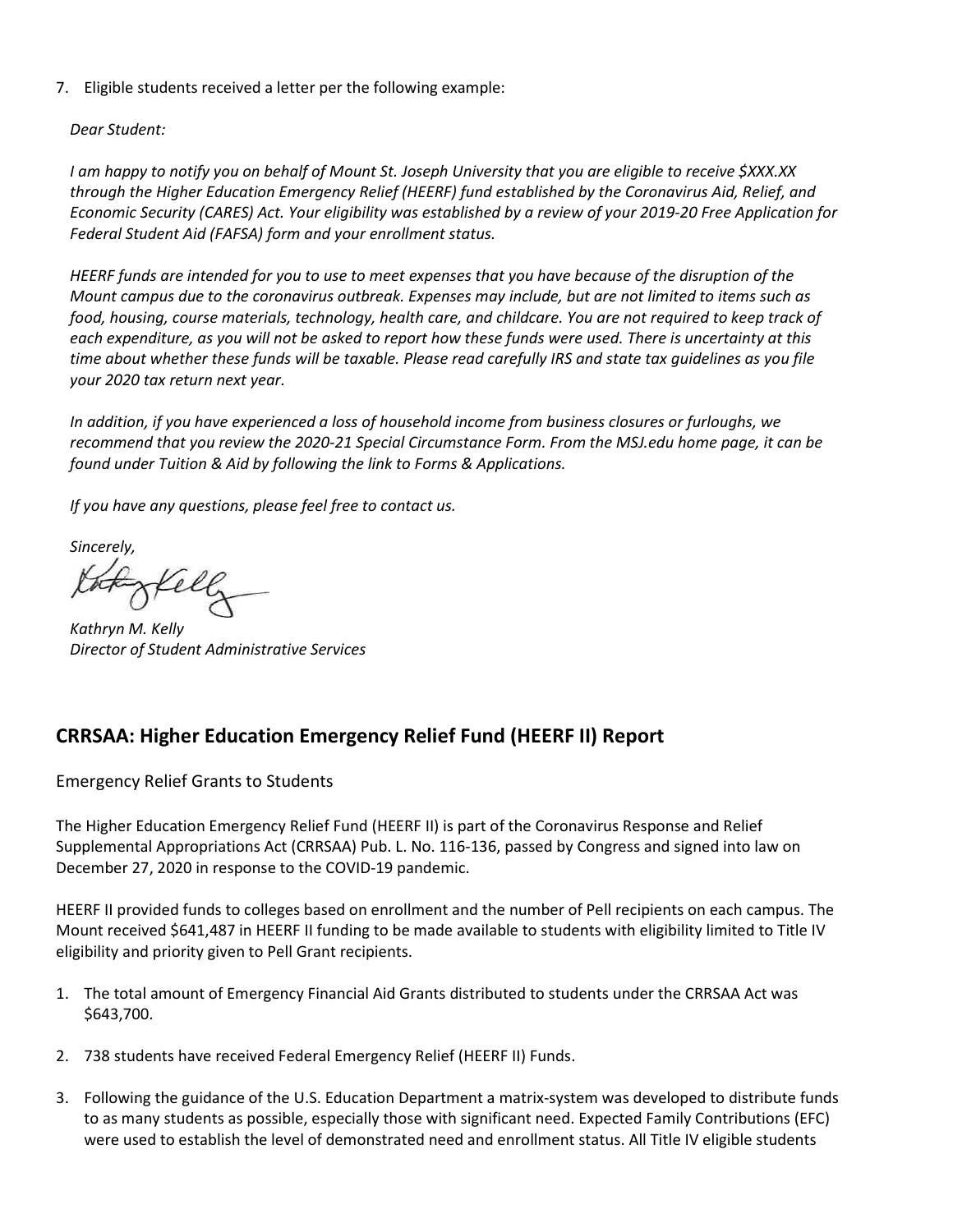7. Eligible students received a letter per the following example:

   *Dear Student:*

   *I am happy to notify you on behalf of Mount St. Joseph University that you are eligible to receive $XXX.XX through the Higher Education Emergency Relief (HEERF) fund established by the Coronavirus Aid, Relief, and Economic Security (CARES) Act. Your eligibility was established by a review of your 2019-20 Free Application for Federal Student Aid (FAFSA) form and your enrollment status.*

   *HEERF funds are intended for you to use to meet expenses that you have because of the disruption of the Mount campus due to the coronavirus outbreak. Expenses may include, but are not limited to items such as food, housing, course materials, technology, health care, and childcare. You are not required to keep track of each expenditure, as you will not be asked to report how these funds were used. There is uncertainty at this time about whether these funds will be taxable. Please read carefully IRS and state tax guidelines as you file your 2020 tax return next year.*

   *In addition, if you have experienced a loss of household income from business closures or furloughs, we recommend that you review the 2020-21 Special Circumstance Form. From the MSJ.edu home page, it can be found under Tuition & Aid by following the link to Forms & Applications.*

   *If you have any questions, please feel free to contact us.*

   *Sincerely,*

   *Kathryn M. Kelly*
   *Director of Student Administrative Services*

## CRRSAA: Higher Education Emergency Relief Fund (HEERF II) Report

Emergency Relief Grants to Students

The Higher Education Emergency Relief Fund (HEERF II) is part of the Coronavirus Response and Relief Supplemental Appropriations Act (CRRSAA) Pub. L. No. 116-136, passed by Congress and signed into law on December 27, 2020 in response to the COVID-19 pandemic.

HEERF II provided funds to colleges based on enrollment and the number of Pell recipients on each campus. The Mount received $641,487 in HEERF II funding to be made available to students with eligibility limited to Title IV eligibility and priority given to Pell Grant recipients.

1. The total amount of Emergency Financial Aid Grants distributed to students under the CRRSAA Act was $643,700.

2. 738 students have received Federal Emergency Relief (HEERF II) Funds.

3. Following the guidance of the U.S. Education Department a matrix-system was developed to distribute funds to as many students as possible, especially those with significant need. Expected Family Contributions (EFC) were used to establish the level of demonstrated need and enrollment status. All Title IV eligible students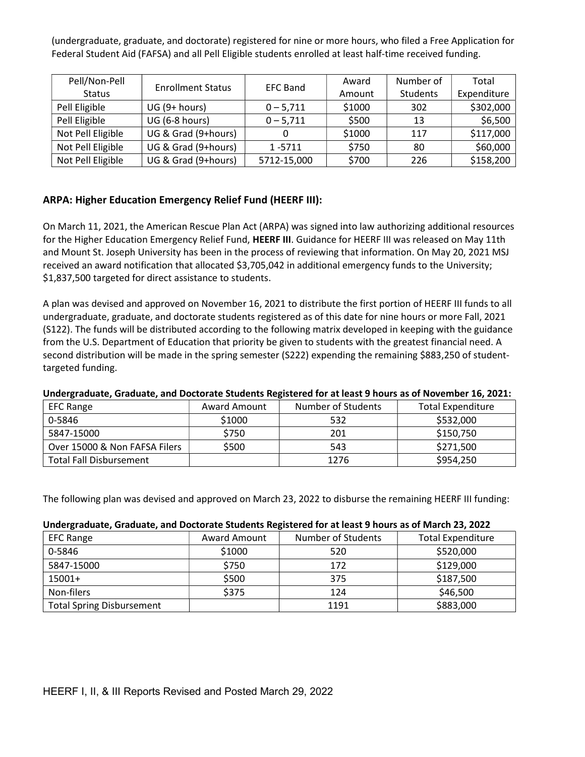(undergraduate, graduate, and doctorate) registered for nine or more hours, who filed a Free Application for Federal Student Aid (FAFSA) and all Pell Eligible students enrolled at least half-time received funding.

| Pell/Non-Pell Status | Enrollment Status | EFC Band | Award Amount | Number of Students | Total Expenditure |
|---|---|---|---|---|---|
| Pell Eligible | UG (9+ hours) | 0 – 5,711 | $1000 | 302 | $302,000 |
| Pell Eligible | UG (6-8 hours) | 0 – 5,711 | $500 | 13 | $6,500 |
| Not Pell Eligible | UG & Grad (9+hours) | 0 | $1000 | 117 | $117,000 |
| Not Pell Eligible | UG & Grad (9+hours) | 1 -5711 | $750 | 80 | $60,000 |
| Not Pell Eligible | UG & Grad (9+hours) | 5712-15,000 | $700 | 226 | $158,200 |

### ARPA: Higher Education Emergency Relief Fund (HEERF III):

On March 11, 2021, the American Rescue Plan Act (ARPA) was signed into law authorizing additional resources for the Higher Education Emergency Relief Fund, **HEERF III**. Guidance for HEERF III was released on May 11th and Mount St. Joseph University has been in the process of reviewing that information. On May 20, 2021 MSJ received an award notification that allocated $3,705,042 in additional emergency funds to the University; $1,837,500 targeted for direct assistance to students.

A plan was devised and approved on November 16, 2021 to distribute the first portion of HEERF III funds to all undergraduate, graduate, and doctorate students registered as of this date for nine hours or more Fall, 2021 (S122). The funds will be distributed according to the following matrix developed in keeping with the guidance from the U.S. Department of Education that priority be given to students with the greatest financial need. A second distribution will be made in the spring semester (S222) expending the remaining $883,250 of student-targeted funding.

**Undergraduate, Graduate, and Doctorate Students Registered for at least 9 hours as of November 16, 2021:**

| EFC Range | Award Amount | Number of Students | Total Expenditure |
|---|---|---|---|
| 0-5846 | $1000 | 532 | $532,000 |
| 5847-15000 | $750 | 201 | $150,750 |
| Over 15000 & Non FAFSA Filers | $500 | 543 | $271,500 |
| Total Fall Disbursement | | 1276 | $954,250 |

The following plan was devised and approved on March 23, 2022 to disburse the remaining HEERF III funding:

**Undergraduate, Graduate, and Doctorate Students Registered for at least 9 hours as of March 23, 2022**

| EFC Range | Award Amount | Number of Students | Total Expenditure |
|---|---|---|---|
| 0-5846 | $1000 | 520 | $520,000 |
| 5847-15000 | $750 | 172 | $129,000 |
| 15001+ | $500 | 375 | $187,500 |
| Non-filers | $375 | 124 | $46,500 |
| Total Spring Disbursement | | 1191 | $883,000 |

HEERF I, II, & III Reports Revised and Posted March 29, 2022